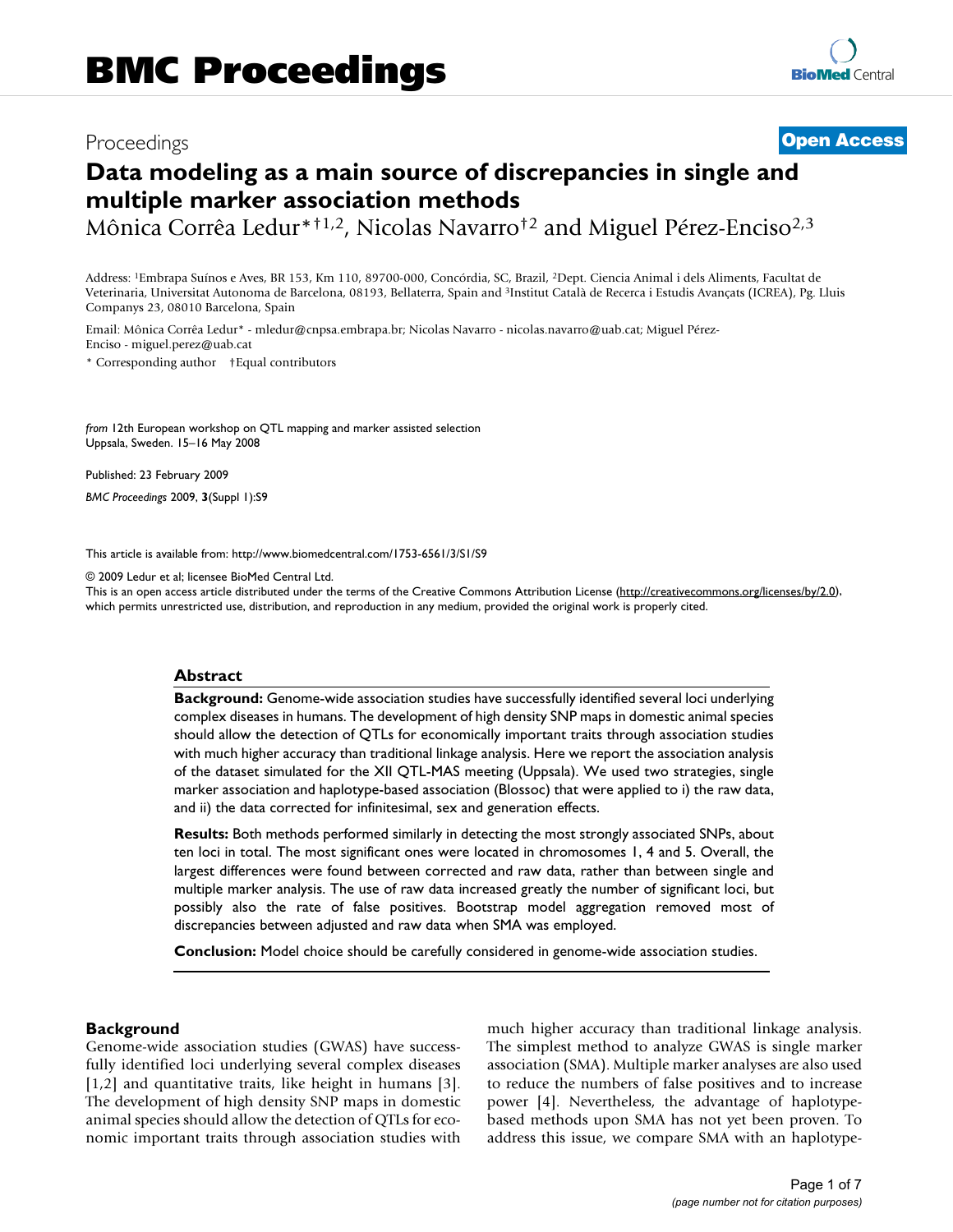# BMC Proceedings

Proceedings **Open Access**

# Data modeling as a main source of discrepancies in single and multiple marker association methods

Mônica Corrêa Ledur*†1,2, Nicolas Navarro†2 and Miguel Pérez-Enciso2,3

Address: [1]Embrapa Suínos e Aves, BR 153, Km 110, 89700-000, Concórdia, SC, Brazil, [2]Dept. Ciencia Animal i dels Aliments, Facultat de Veterinaria, Universitat Autonoma de Barcelona, 08193, Bellaterra, Spain and [3]Institut Català de Recerca i Estudis Avançats (ICREA), Pg. Lluis Companys 23, 08010 Barcelona, Spain

Email: Mônica Corrêa Ledur* - mledur@cnpsa.embrapa.br; Nicolas Navarro - nicolas.navarro@uab.cat; Miguel Pérez-Enciso - miguel.perez@uab.cat

\* Corresponding author †Equal contributors

*from* 12th European workshop on QTL mapping and marker assisted selection
Uppsala, Sweden. 15–16 May 2008

Published: 23 February 2009

*BMC Proceedings* 2009, **3**(Suppl 1):S9

This article is available from: http://www.biomedcentral.com/1753-6561/3/S1/S9

© 2009 Ledur et al; licensee BioMed Central Ltd.
This is an open access article distributed under the terms of the Creative Commons Attribution License (http://creativecommons.org/licenses/by/2.0), which permits unrestricted use, distribution, and reproduction in any medium, provided the original work is properly cited.

## Abstract

**Background:** Genome-wide association studies have successfully identified several loci underlying complex diseases in humans. The development of high density SNP maps in domestic animal species should allow the detection of QTLs for economically important traits through association studies with much higher accuracy than traditional linkage analysis. Here we report the association analysis of the dataset simulated for the XII QTL-MAS meeting (Uppsala). We used two strategies, single marker association and haplotype-based association (Blossoc) that were applied to i) the raw data, and ii) the data corrected for infinitesimal, sex and generation effects.

**Results:** Both methods performed similarly in detecting the most strongly associated SNPs, about ten loci in total. The most significant ones were located in chromosomes 1, 4 and 5. Overall, the largest differences were found between corrected and raw data, rather than between single and multiple marker analysis. The use of raw data increased greatly the number of significant loci, but possibly also the rate of false positives. Bootstrap model aggregation removed most of discrepancies between adjusted and raw data when SMA was employed.

**Conclusion:** Model choice should be carefully considered in genome-wide association studies.

## Background

Genome-wide association studies (GWAS) have successfully identified loci underlying several complex diseases [1,2] and quantitative traits, like height in humans [3]. The development of high density SNP maps in domestic animal species should allow the detection of QTLs for economic important traits through association studies with much higher accuracy than traditional linkage analysis. The simplest method to analyze GWAS is single marker association (SMA). Multiple marker analyses are also used to reduce the numbers of false positives and to increase power [4]. Nevertheless, the advantage of haplotype-based methods upon SMA has not yet been proven. To address this issue, we compare SMA with an haplotype-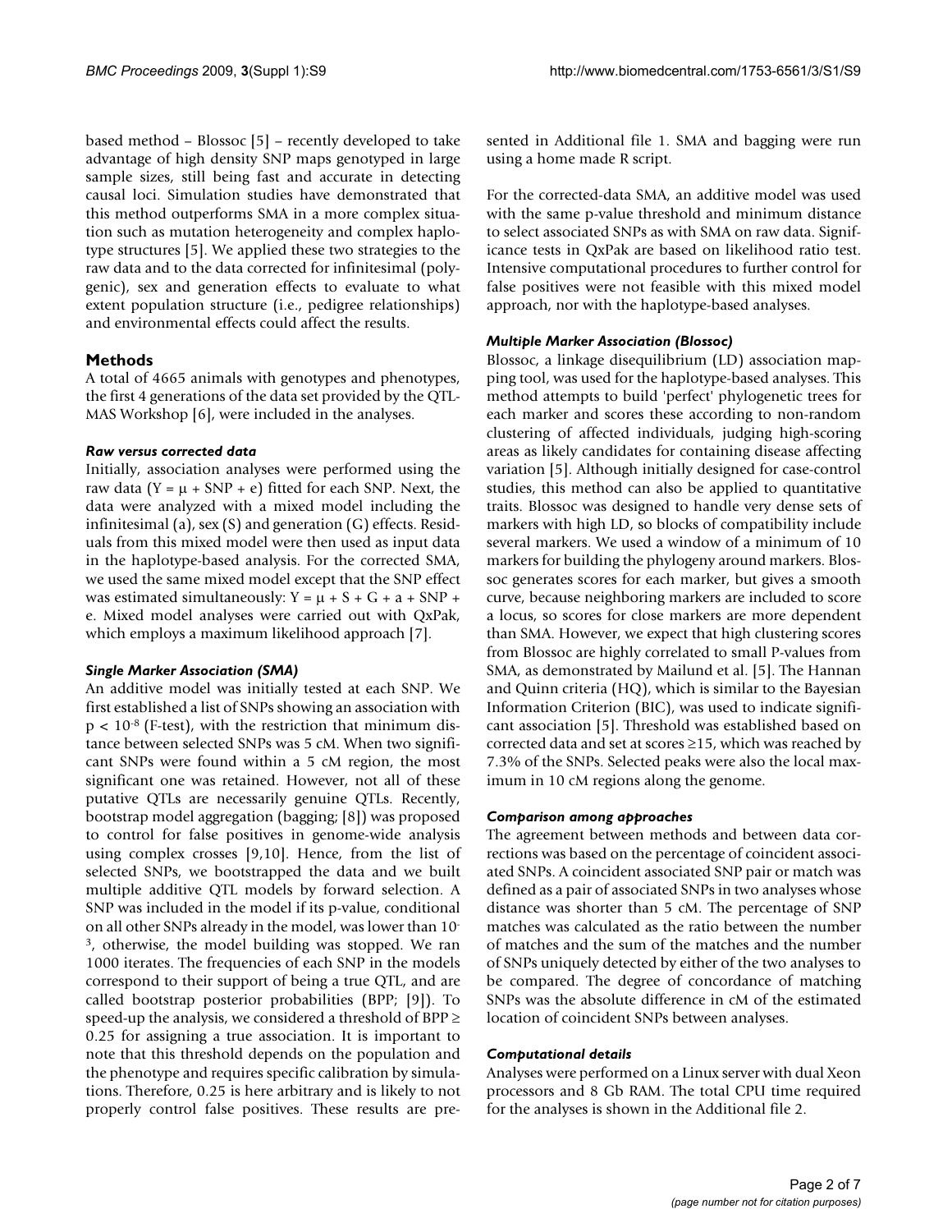based method – Blossoc [5] – recently developed to take advantage of high density SNP maps genotyped in large sample sizes, still being fast and accurate in detecting causal loci. Simulation studies have demonstrated that this method outperforms SMA in a more complex situation such as mutation heterogeneity and complex haplotype structures [5]. We applied these two strategies to the raw data and to the data corrected for infinitesimal (polygenic), sex and generation effects to evaluate to what extent population structure (i.e., pedigree relationships) and environmental effects could affect the results.

## Methods

A total of 4665 animals with genotypes and phenotypes, the first 4 generations of the data set provided by the QTL-MAS Workshop [6], were included in the analyses.

### *Raw versus corrected data*

Initially, association analyses were performed using the raw data ($Y = \mu + SNP + e$) fitted for each SNP. Next, the data were analyzed with a mixed model including the infinitesimal (a), sex (S) and generation (G) effects. Residuals from this mixed model were then used as input data in the haplotype-based analysis. For the corrected SMA, we used the same mixed model except that the SNP effect was estimated simultaneously: $Y = \mu + S + G + a + SNP + e$. Mixed model analyses were carried out with QxPak, which employs a maximum likelihood approach [7].

### *Single Marker Association (SMA)*

An additive model was initially tested at each SNP. We first established a list of SNPs showing an association with $p < 10^{-8}$ (F-test), with the restriction that minimum distance between selected SNPs was 5 cM. When two significant SNPs were found within a 5 cM region, the most significant one was retained. However, not all of these putative QTLs are necessarily genuine QTLs. Recently, bootstrap model aggregation (bagging; [8]) was proposed to control for false positives in genome-wide analysis using complex crosses [9,10]. Hence, from the list of selected SNPs, we bootstrapped the data and we built multiple additive QTL models by forward selection. A SNP was included in the model if its p-value, conditional on all other SNPs already in the model, was lower than $10^{-3}$, otherwise, the model building was stopped. We ran 1000 iterates. The frequencies of each SNP in the models correspond to their support of being a true QTL, and are called bootstrap posterior probabilities (BPP; [9]). To speed-up the analysis, we considered a threshold of $BPP \geq 0.25$ for assigning a true association. It is important to note that this threshold depends on the population and the phenotype and requires specific calibration by simulations. Therefore, 0.25 is here arbitrary and is likely to not properly control false positives. These results are presented in Additional file 1. SMA and bagging were run using a home made R script.

For the corrected-data SMA, an additive model was used with the same p-value threshold and minimum distance to select associated SNPs as with SMA on raw data. Significance tests in QxPak are based on likelihood ratio test. Intensive computational procedures to further control for false positives were not feasible with this mixed model approach, nor with the haplotype-based analyses.

### *Multiple Marker Association (Blossoc)*

Blossoc, a linkage disequilibrium (LD) association mapping tool, was used for the haplotype-based analyses. This method attempts to build 'perfect' phylogenetic trees for each marker and scores these according to non-random clustering of affected individuals, judging high-scoring areas as likely candidates for containing disease affecting variation [5]. Although initially designed for case-control studies, this method can also be applied to quantitative traits. Blossoc was designed to handle very dense sets of markers with high LD, so blocks of compatibility include several markers. We used a window of a minimum of 10 markers for building the phylogeny around markers. Blossoc generates scores for each marker, but gives a smooth curve, because neighboring markers are included to score a locus, so scores for close markers are more dependent than SMA. However, we expect that high clustering scores from Blossoc are highly correlated to small P-values from SMA, as demonstrated by Mailund et al. [5]. The Hannan and Quinn criteria (HQ), which is similar to the Bayesian Information Criterion (BIC), was used to indicate significant association [5]. Threshold was established based on corrected data and set at scores ≥15, which was reached by 7.3% of the SNPs. Selected peaks were also the local maximum in 10 cM regions along the genome.

### *Comparison among approaches*

The agreement between methods and between data corrections was based on the percentage of coincident associated SNPs. A coincident associated SNP pair or match was defined as a pair of associated SNPs in two analyses whose distance was shorter than 5 cM. The percentage of SNP matches was calculated as the ratio between the number of matches and the sum of the matches and the number of SNPs uniquely detected by either of the two analyses to be compared. The degree of concordance of matching SNPs was the absolute difference in cM of the estimated location of coincident SNPs between analyses.

### *Computational details*

Analyses were performed on a Linux server with dual Xeon processors and 8 Gb RAM. The total CPU time required for the analyses is shown in the Additional file 2.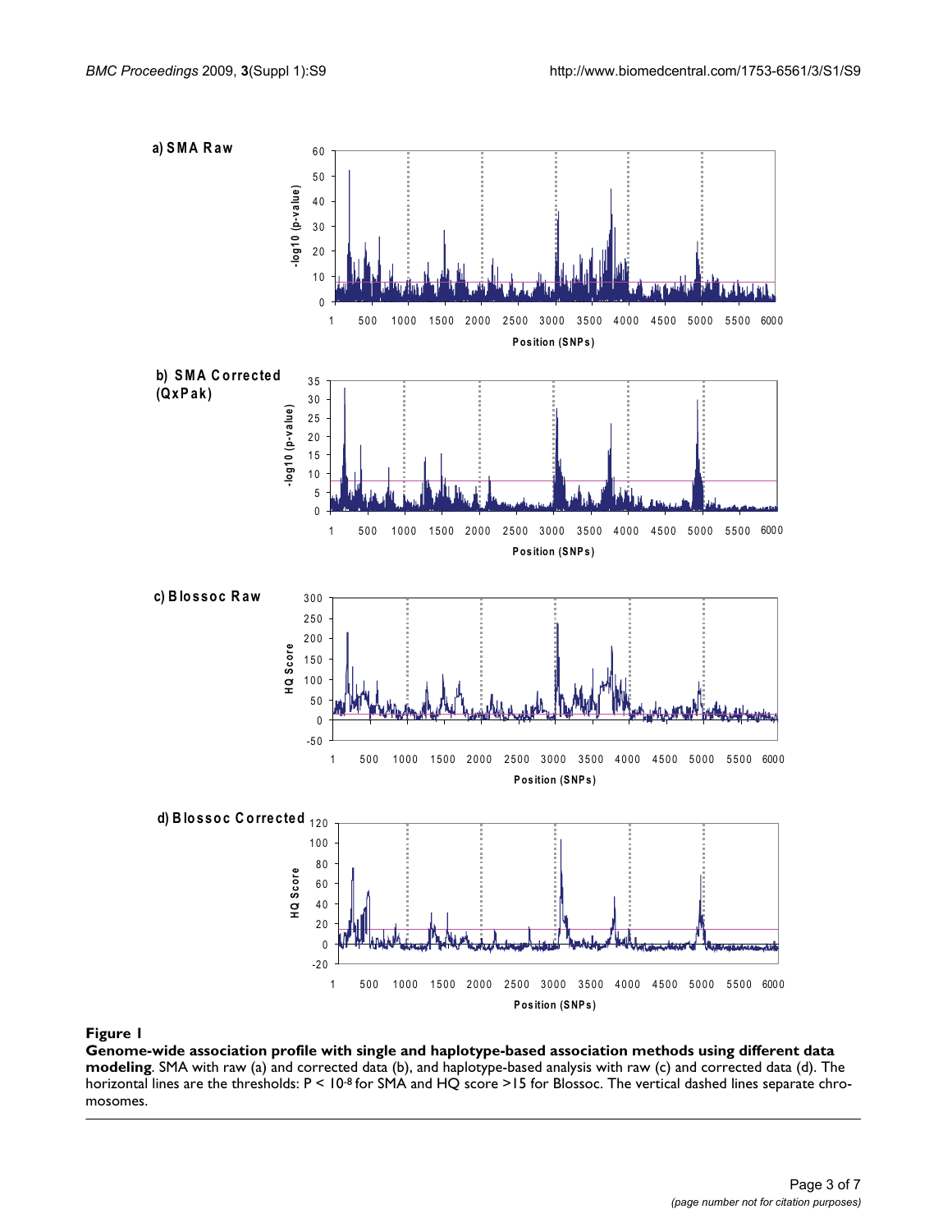**Figure 1**

**Genome-wide association profile with single and haplotype-based association methods using different data modeling**. SMA with raw (a) and corrected data (b), and haplotype-based analysis with raw (c) and corrected data (d). The horizontal lines are the thresholds: $P < 10^{-8}$ for SMA and HQ score >15 for Blossoc. The vertical dashed lines separate chromosomes.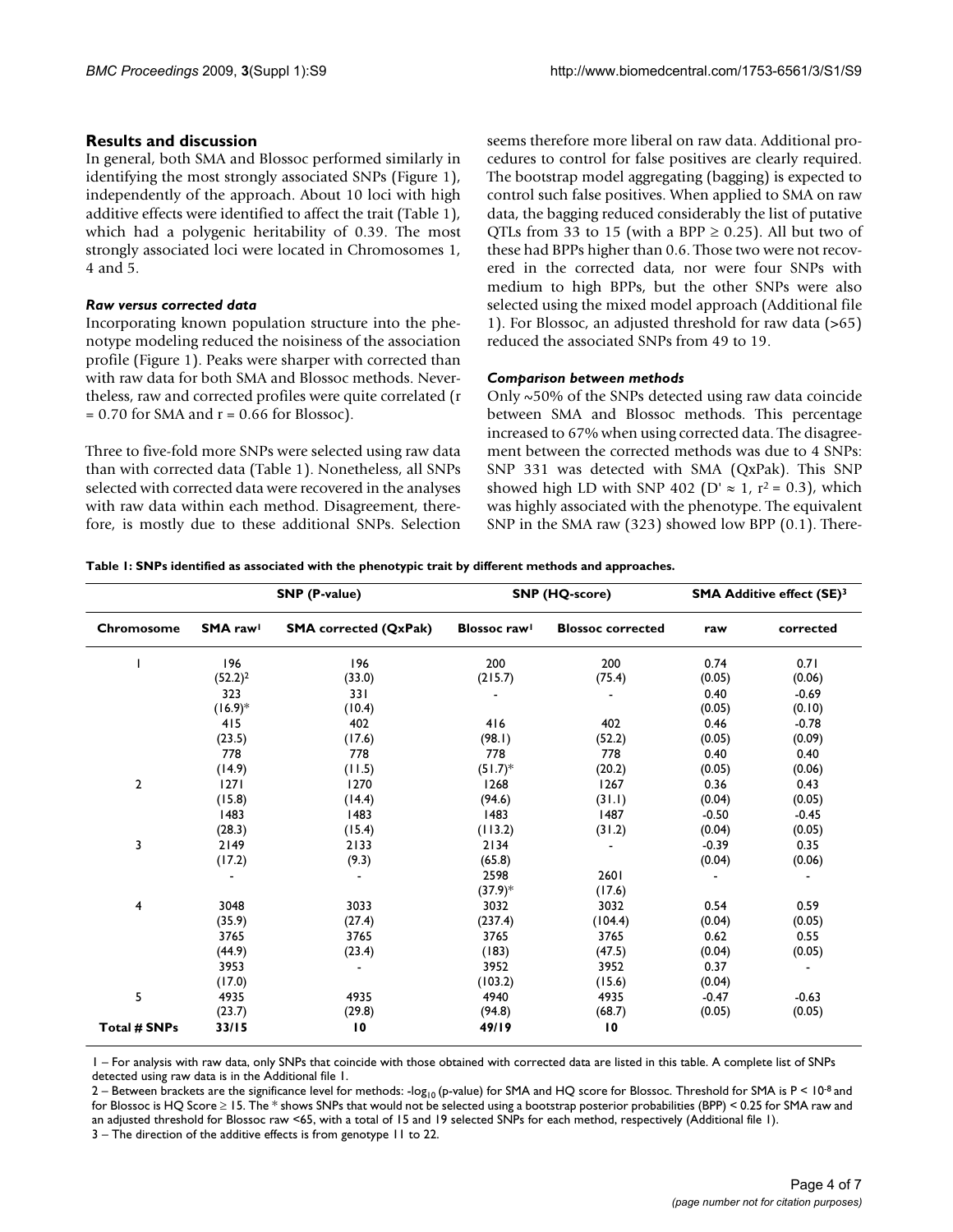## Results and discussion

In general, both SMA and Blossoc performed similarly in identifying the most strongly associated SNPs (Figure 1), independently of the approach. About 10 loci with high additive effects were identified to affect the trait (Table 1), which had a polygenic heritability of 0.39. The most strongly associated loci were located in Chromosomes 1, 4 and 5.

### *Raw versus corrected data*

Incorporating known population structure into the phenotype modeling reduced the noisiness of the association profile (Figure 1). Peaks were sharper with corrected than with raw data for both SMA and Blossoc methods. Nevertheless, raw and corrected profiles were quite correlated ($r = 0.70$ for SMA and $r = 0.66$ for Blossoc).

Three to five-fold more SNPs were selected using raw data than with corrected data (Table 1). Nonetheless, all SNPs selected with corrected data were recovered in the analyses with raw data within each method. Disagreement, therefore, is mostly due to these additional SNPs. Selection seems therefore more liberal on raw data. Additional procedures to control for false positives are clearly required. The bootstrap model aggregating (bagging) is expected to control such false positives. When applied to SMA on raw data, the bagging reduced considerably the list of putative QTLs from 33 to 15 (with a BPP ≥ 0.25). All but two of these had BPPs higher than 0.6. Those two were not recovered in the corrected data, nor were four SNPs with medium to high BPPs, but the other SNPs were also selected using the mixed model approach (Additional file 1). For Blossoc, an adjusted threshold for raw data (>65) reduced the associated SNPs from 49 to 19.

### *Comparison between methods*

Only ~50% of the SNPs detected using raw data coincide between SMA and Blossoc methods. This percentage increased to 67% when using corrected data. The disagreement between the corrected methods was due to 4 SNPs: SNP 331 was detected with SMA (QxPak). This SNP showed high LD with SNP 402 ($D' \approx 1$, $r^2 = 0.3$), which was highly associated with the phenotype. The equivalent SNP in the SMA raw (323) showed low BPP (0.1). There-

**Table 1: SNPs identified as associated with the phenotypic trait by different methods and approaches.**

| | SNP (P-value) | | SNP (HQ-score) | | SMA Additive effect (SE)[3] | |
|---|---|---|---|---|---|---|
| **Chromosome** | **SMA raw[1]** | **SMA corrected (QxPak)** | **Blossoc raw[1]** | **Blossoc corrected** | **raw** | **corrected** |
| 1 | 196 (52.2)[2] | 196 (33.0) | 200 (215.7) | 200 (75.4) | 0.74 (0.05) | 0.71 (0.06) |
| | 323 (16.9)* | 331 (10.4) | - | - | 0.40 (0.05) | -0.69 (0.10) |
| | 415 (23.5) | 402 (17.6) | 416 (98.1) | 402 (52.2) | 0.46 (0.05) | -0.78 (0.09) |
| | 778 (14.9) | 778 (11.5) | 778 (51.7)* | 778 (20.2) | 0.40 (0.05) | 0.40 (0.06) |
| 2 | 1271 (15.8) | 1270 (14.4) | 1268 (94.6) | 1267 (31.1) | 0.36 (0.04) | 0.43 (0.05) |
| | 1483 (28.3) | 1483 (15.4) | 1483 (113.2) | 1487 (31.2) | -0.50 (0.04) | -0.45 (0.05) |
| 3 | 2149 (17.2) | 2133 (9.3) | 2134 (65.8) | - | -0.39 (0.04) | 0.35 (0.06) |
| | - | - | 2598 (37.9)* | 2601 (17.6) | - | - |
| 4 | 3048 (35.9) | 3033 (27.4) | 3032 (237.4) | 3032 (104.4) | 0.54 (0.04) | 0.59 (0.05) |
| | 3765 (44.9) | 3765 (23.4) | 3765 (183) | 3765 (47.5) | 0.62 (0.04) | 0.55 (0.05) |
| | 3953 (17.0) | - | 3952 (103.2) | 3952 (15.6) | 0.37 (0.04) | - |
| 5 | 4935 (23.7) | 4935 (29.8) | 4940 (94.8) | 4935 (68.7) | -0.47 (0.05) | -0.63 (0.05) |
| **Total # SNPs** | **33/15** | **10** | **49/19** | **10** | | |

1 – For analysis with raw data, only SNPs that coincide with those obtained with corrected data are listed in this table. A complete list of SNPs detected using raw data is in the Additional file 1.

2 – Between brackets are the significance level for methods: $-\log_{10}$ (p-value) for SMA and HQ score for Blossoc. Threshold for SMA is $P < 10^{-8}$ and for Blossoc is HQ Score ≥ 15. The * shows SNPs that would not be selected using a bootstrap posterior probabilities (BPP) < 0.25 for SMA raw and an adjusted threshold for Blossoc raw <65, with a total of 15 and 19 selected SNPs for each method, respectively (Additional file 1).

3 – The direction of the additive effects is from genotype 11 to 22.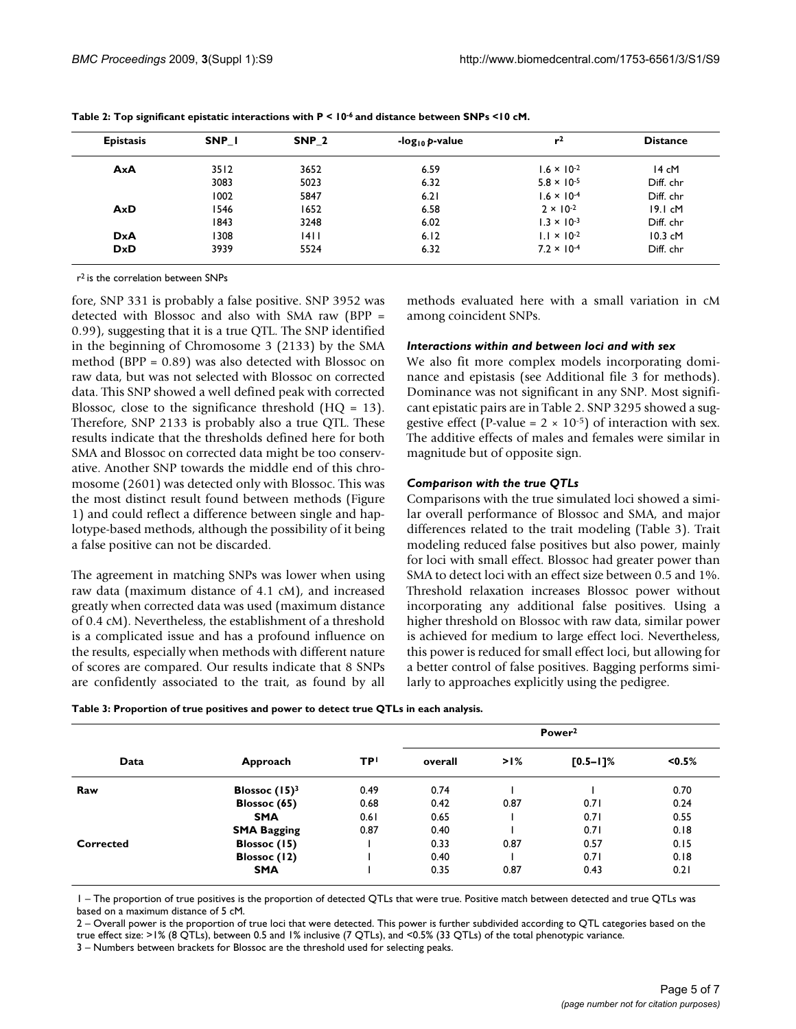**Table 2: Top significant epistatic interactions with $P < 10^{-6}$ and distance between SNPs <10 cM.**

| Epistasis | SNP_1 | SNP_2 | $-\log_{10} p$-value | $r^2$ | Distance |
|---|---|---|---|---|---|
| AxA | 3512 | 3652 | 6.59 | $1.6 \times 10^{-2}$ | 14 cM |
| | 3083 | 5023 | 6.32 | $5.8 \times 10^{-5}$ | Diff. chr |
| | 1002 | 5847 | 6.21 | $1.6 \times 10^{-4}$ | Diff. chr |
| AxD | 1546 | 1652 | 6.58 | $2 \times 10^{-2}$ | 19.1 cM |
| | 1843 | 3248 | 6.02 | $1.3 \times 10^{-3}$ | Diff. chr |
| DxA | 1308 | 1411 | 6.12 | $1.1 \times 10^{-2}$ | 10.3 cM |
| DxD | 3939 | 5524 | 6.32 | $7.2 \times 10^{-4}$ | Diff. chr |

$r^2$ is the correlation between SNPs

fore, SNP 331 is probably a false positive. SNP 3952 was detected with Blossoc and also with SMA raw (BPP = 0.99), suggesting that it is a true QTL. The SNP identified in the beginning of Chromosome 3 (2133) by the SMA method (BPP = 0.89) was also detected with Blossoc on raw data, but was not selected with Blossoc on corrected data. This SNP showed a well defined peak with corrected Blossoc, close to the significance threshold (HQ = 13). Therefore, SNP 2133 is probably also a true QTL. These results indicate that the thresholds defined here for both SMA and Blossoc on corrected data might be too conservative. Another SNP towards the middle end of this chromosome (2601) was detected only with Blossoc. This was the most distinct result found between methods (Figure 1) and could reflect a difference between single and haplotype-based methods, although the possibility of it being a false positive can not be discarded.

The agreement in matching SNPs was lower when using raw data (maximum distance of 4.1 cM), and increased greatly when corrected data was used (maximum distance of 0.4 cM). Nevertheless, the establishment of a threshold is a complicated issue and has a profound influence on the results, especially when methods with different nature of scores are compared. Our results indicate that 8 SNPs are confidently associated to the trait, as found by all methods evaluated here with a small variation in cM among coincident SNPs.

### *Interactions within and between loci and with sex*

We also fit more complex models incorporating dominance and epistasis (see Additional file 3 for methods). Dominance was not significant in any SNP. Most significant epistatic pairs are in Table 2. SNP 3295 showed a suggestive effect (P-value = $2 \times 10^{-5}$) of interaction with sex. The additive effects of males and females were similar in magnitude but of opposite sign.

### *Comparison with the true QTLs*

Comparisons with the true simulated loci showed a similar overall performance of Blossoc and SMA, and major differences related to the trait modeling (Table 3). Trait modeling reduced false positives but also power, mainly for loci with small effect. Blossoc had greater power than SMA to detect loci with an effect size between 0.5 and 1%. Threshold relaxation increases Blossoc power without incorporating any additional false positives. Using a higher threshold on Blossoc with raw data, similar power is achieved for medium to large effect loci. Nevertheless, this power is reduced for small effect loci, but allowing for a better control of false positives. Bagging performs similarly to approaches explicitly using the pedigree.

**Table 3: Proportion of true positives and power to detect true QTLs in each analysis.**

| Data | Approach | TP[1] | Power[2] | | | |
|---|---|---|---|---|---|---|
| | | | overall | >1% | [0.5–1]% | <0.5% |
| Raw | Blossoc (15)[3] | 0.49 | 0.74 | 1 | 1 | 0.70 |
| | Blossoc (65) | 0.68 | 0.42 | 0.87 | 0.71 | 0.24 |
| | SMA | 0.61 | 0.65 | 1 | 0.71 | 0.55 |
| | SMA Bagging | 0.87 | 0.40 | 1 | 0.71 | 0.18 |
| Corrected | Blossoc (15) | 1 | 0.33 | 0.87 | 0.57 | 0.15 |
| | Blossoc (12) | 1 | 0.40 | 1 | 0.71 | 0.18 |
| | SMA | 1 | 0.35 | 0.87 | 0.43 | 0.21 |

1 – The proportion of true positives is the proportion of detected QTLs that were true. Positive match between detected and true QTLs was based on a maximum distance of 5 cM.

2 – Overall power is the proportion of true loci that were detected. This power is further subdivided according to QTL categories based on the true effect size: >1% (8 QTLs), between 0.5 and 1% inclusive (7 QTLs), and <0.5% (33 QTLs) of the total phenotypic variance.

3 – Numbers between brackets for Blossoc are the threshold used for selecting peaks.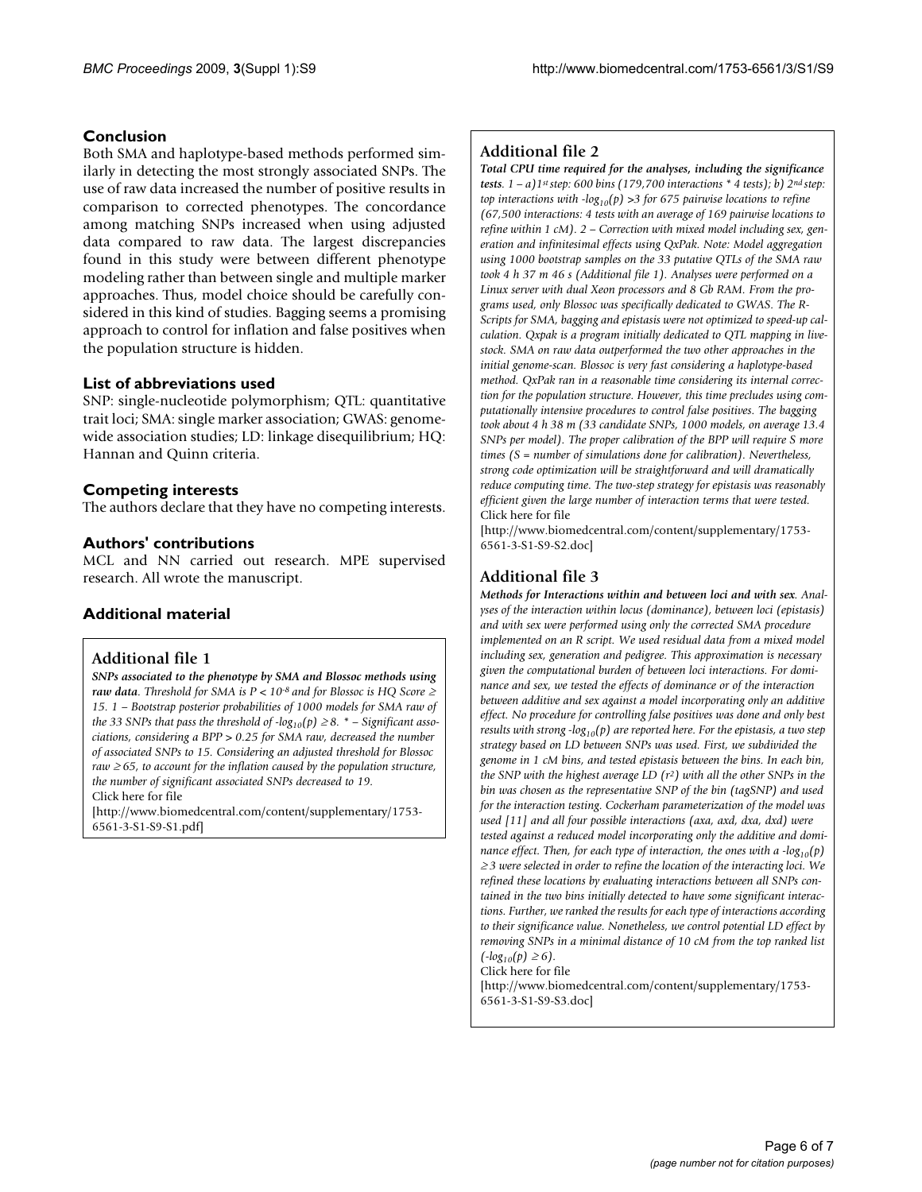## Conclusion

Both SMA and haplotype-based methods performed similarly in detecting the most strongly associated SNPs. The use of raw data increased the number of positive results in comparison to corrected phenotypes. The concordance among matching SNPs increased when using adjusted data compared to raw data. The largest discrepancies found in this study were between different phenotype modeling rather than between single and multiple marker approaches. Thus, model choice should be carefully considered in this kind of studies. Bagging seems a promising approach to control for inflation and false positives when the population structure is hidden.

## List of abbreviations used

SNP: single-nucleotide polymorphism; QTL: quantitative trait loci; SMA: single marker association; GWAS: genome-wide association studies; LD: linkage disequilibrium; HQ: Hannan and Quinn criteria.

## Competing interests

The authors declare that they have no competing interests.

## Authors' contributions

MCL and NN carried out research. MPE supervised research. All wrote the manuscript.

## Additional material

### Additional file 1

***SNPs associated to the phenotype by SMA and Blossoc methods using raw data****. Threshold for SMA is $P < 10^{-8}$ and for Blossoc is HQ Score ≥ 15. 1 – Bootstrap posterior probabilities of 1000 models for SMA raw of the 33 SNPs that pass the threshold of $-\log_{10}(p) \geq 8$. * – Significant associations, considering a BPP > 0.25 for SMA raw, decreased the number of associated SNPs to 15. Considering an adjusted threshold for Blossoc raw ≥ 65, to account for the inflation caused by the population structure, the number of significant associated SNPs decreased to 19.*
Click here for file
[http://www.biomedcentral.com/content/supplementary/1753-6561-3-S1-S9-S1.pdf]

### Additional file 2

***Total CPU time required for the analyses, including the significance tests****. 1 – a) 1st step: 600 bins (179,700 interactions * 4 tests); b) 2nd step: top interactions with $-\log_{10}(p) > 3$ for 675 pairwise locations to refine (67,500 interactions: 4 tests with an average of 169 pairwise locations to refine within 1 cM). 2 – Correction with mixed model including sex, generation and infinitesimal effects using QxPak. Note: Model aggregation using 1000 bootstrap samples on the 33 putative QTLs of the SMA raw took 4 h 37 m 46 s (Additional file 1). Analyses were performed on a Linux server with dual Xeon processors and 8 Gb RAM. From the programs used, only Blossoc was specifically dedicated to GWAS. The R-Scripts for SMA, bagging and epistasis were not optimized to speed-up calculation. Qxpak is a program initially dedicated to QTL mapping in livestock. SMA on raw data outperformed the two other approaches in the initial genome-scan. Blossoc is very fast considering a haplotype-based method. QxPak ran in a reasonable time considering its internal correction for the population structure. However, this time precludes using computationally intensive procedures to control false positives. The bagging took about 4 h 38 m (33 candidate SNPs, 1000 models, on average 13.4 SNPs per model). The proper calibration of the BPP will require S more times (S = number of simulations done for calibration). Nevertheless, strong code optimization will be straightforward and will dramatically reduce computing time. The two-step strategy for epistasis was reasonably efficient given the large number of interaction terms that were tested.*
Click here for file
[http://www.biomedcentral.com/content/supplementary/1753-6561-3-S1-S9-S2.doc]

### Additional file 3

***Methods for Interactions within and between loci and with sex****. Analyses of the interaction within locus (dominance), between loci (epistasis) and with sex were performed using only the corrected SMA procedure implemented on an R script. We used residual data from a mixed model including sex, generation and pedigree. This approximation is necessary given the computational burden of between loci interactions. For dominance and sex, we tested the effects of dominance or of the interaction between additive and sex against a model incorporating only an additive effect. No procedure for controlling false positives was done and only best results with strong $-\log_{10}(p)$ are reported here. For the epistasis, a two step strategy based on LD between SNPs was used. First, we subdivided the genome in 1 cM bins, and tested epistasis between the bins. In each bin, the SNP with the highest average LD ($r^2$) with all the other SNPs in the bin was chosen as the representative SNP of the bin (tagSNP) and used for the interaction testing. Cockerham parameterization of the model was used [11] and all four possible interactions (axa, axd, dxa, dxd) were tested against a reduced model incorporating only the additive and dominance effect. Then, for each type of interaction, the ones with a $-\log_{10}(p) \geq 3$ were selected in order to refine the location of the interacting loci. We refined these locations by evaluating interactions between all SNPs contained in the two bins initially detected to have some significant interactions. Further, we ranked the results for each type of interactions according to their significance value. Nonetheless, we control potential LD effect by removing SNPs in a minimal distance of 10 cM from the top ranked list ($-\log_{10}(p) \geq 6$).*
Click here for file
[http://www.biomedcentral.com/content/supplementary/1753-6561-3-S1-S9-S3.doc]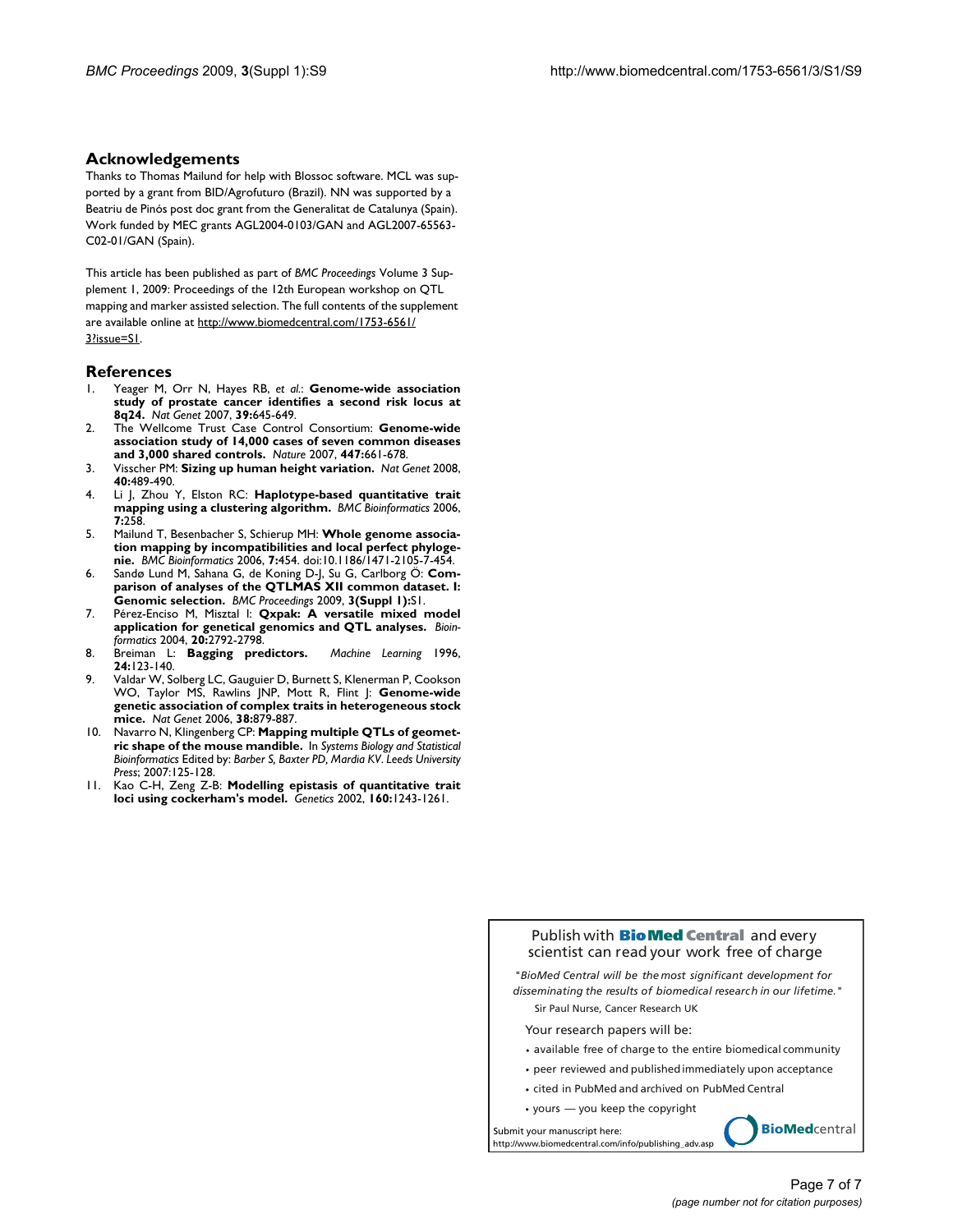## Acknowledgements

Thanks to Thomas Mailund for help with Blossoc software. MCL was supported by a grant from BID/Agrofuturo (Brazil). NN was supported by a Beatriu de Pinós post doc grant from the Generalitat de Catalunya (Spain). Work funded by MEC grants AGL2004-0103/GAN and AGL2007-65563-C02-01/GAN (Spain).

This article has been published as part of *BMC Proceedings* Volume 3 Supplement 1, 2009: Proceedings of the 12th European workshop on QTL mapping and marker assisted selection. The full contents of the supplement are available online at http://www.biomedcentral.com/1753-6561/3?issue=S1.

## References

1. Yeager M, Orr N, Hayes RB, *et al.*: **Genome-wide association study of prostate cancer identifies a second risk locus at 8q24.** *Nat Genet* 2007, **39:**645-649.
2. The Wellcome Trust Case Control Consortium: **Genome-wide association study of 14,000 cases of seven common diseases and 3,000 shared controls.** *Nature* 2007, **447:**661-678.
3. Visscher PM: **Sizing up human height variation.** *Nat Genet* 2008, **40:**489-490.
4. Li J, Zhou Y, Elston RC: **Haplotype-based quantitative trait mapping using a clustering algorithm.** *BMC Bioinformatics* 2006, **7:**258.
5. Mailund T, Besenbacher S, Schierup MH: **Whole genome association mapping by incompatibilities and local perfect phylogenie.** *BMC Bioinformatics* 2006, **7:**454. doi:10.1186/1471-2105-7-454.
6. Sandø Lund M, Sahana G, de Koning D-J, Su G, Carlborg Ö: **Comparison of analyses of the QTLMAS XII common dataset. I: Genomic selection.** *BMC Proceedings* 2009, **3(Suppl 1):**S1.
7. Pérez-Enciso M, Misztal I: **Qxpak: A versatile mixed model application for genetical genomics and QTL analyses.** *Bioinformatics* 2004, **20:**2792-2798.
8. Breiman L: **Bagging predictors.** *Machine Learning* 1996, **24:**123-140.
9. Valdar W, Solberg LC, Gauguier D, Burnett S, Klenerman P, Cookson WO, Taylor MS, Rawlins JNP, Mott R, Flint J: **Genome-wide genetic association of complex traits in heterogeneous stock mice.** *Nat Genet* 2006, **38:**879-887.
10. Navarro N, Klingenberg CP: **Mapping multiple QTLs of geometric shape of the mouse mandible.** In *Systems Biology and Statistical Bioinformatics* Edited by: *Barber S, Baxter PD, Mardia KV. Leeds University Press*; 2007:125-128.
11. Kao C-H, Zeng Z-B: **Modelling epistasis of quantitative trait loci using cockerham's model.** *Genetics* 2002, **160:**1243-1261.

Publish with **BioMed Central** and every scientist can read your work free of charge

*"BioMed Central will be the most significant development for disseminating the results of biomedical research in our lifetime."*
Sir Paul Nurse, Cancer Research UK

Your research papers will be:

- available free of charge to the entire biomedical community
- peer reviewed and published immediately upon acceptance
- cited in PubMed and archived on PubMed Central
- yours — you keep the copyright

Submit your manuscript here:
http://www.biomedcentral.com/info/publishing_adv.asp

**BioMed**central